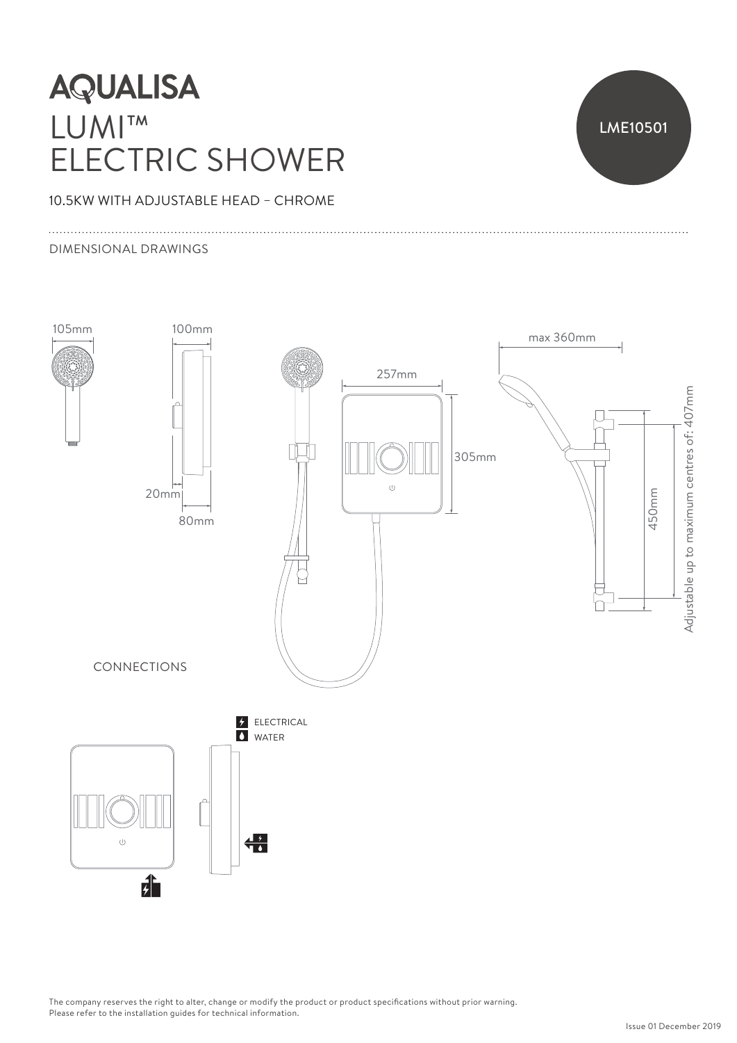# AQUALISA

# LUMI™ ELECTRIC SHOWER

LME10501

10.5KW WITH ADJUSTABLE HEAD – CHROME

## DIMENSIONAL DRAWINGS

105mm

100mm

20mm

80mm

257mm

305mm

max 360mm

450mm

Adjustable up to maximum centres of: 407mm

## CONNECTIONS

ELECTRICAL

WATER

The company reserves the right to alter, change or modify the product or product specifications without prior warning.
Please refer to the installation guides for technical information.

Issue 01 December 2019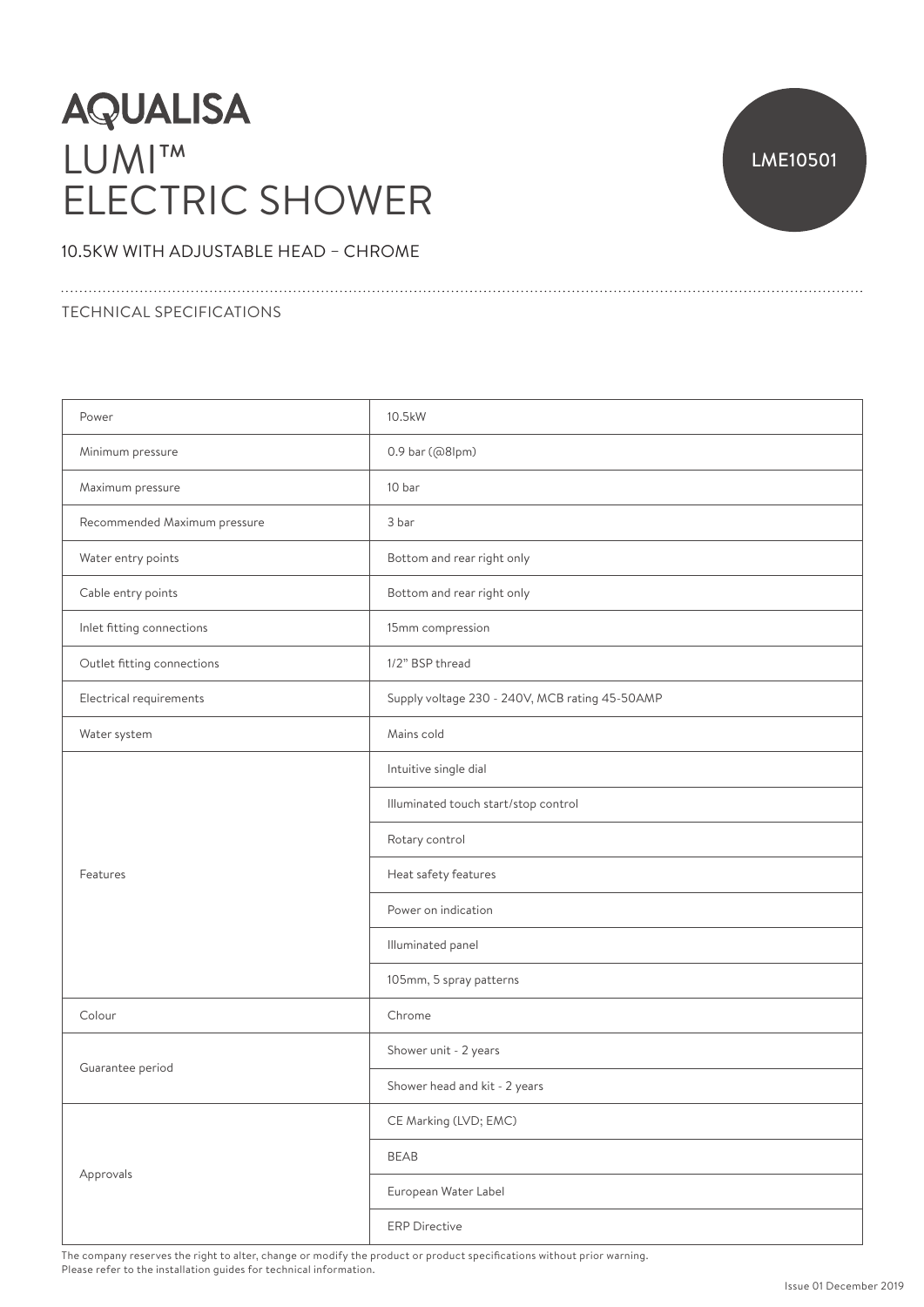# AQUALISA

# LUMI™ ELECTRIC SHOWER

LME10501

10.5KW WITH ADJUSTABLE HEAD – CHROME

## TECHNICAL SPECIFICATIONS

| | |
|---|---|
| Power | 10.5kW |
| Minimum pressure | 0.9 bar (@8lpm) |
| Maximum pressure | 10 bar |
| Recommended Maximum pressure | 3 bar |
| Water entry points | Bottom and rear right only |
| Cable entry points | Bottom and rear right only |
| Inlet fitting connections | 15mm compression |
| Outlet fitting connections | 1/2" BSP thread |
| Electrical requirements | Supply voltage 230 - 240V, MCB rating 45-50AMP |
| Water system | Mains cold |
| Features | Intuitive single dial |
| | Illuminated touch start/stop control |
| | Rotary control |
| | Heat safety features |
| | Power on indication |
| | Illuminated panel |
| | 105mm, 5 spray patterns |
| Colour | Chrome |
| Guarantee period | Shower unit - 2 years |
| | Shower head and kit - 2 years |
| Approvals | CE Marking (LVD; EMC) |
| | BEAB |
| | European Water Label |
| | ERP Directive |

The company reserves the right to alter, change or modify the product or product specifications without prior warning.
Please refer to the installation guides for technical information.

Issue 01 December 2019